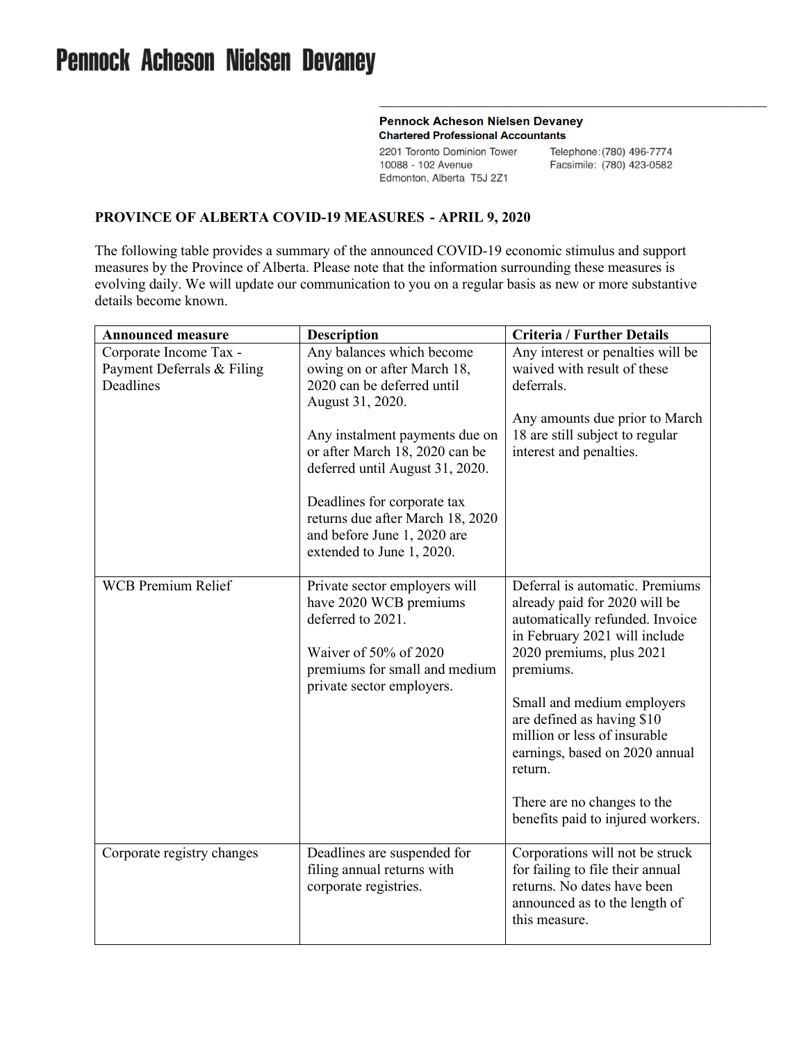# Pennock Acheson Nielsen Devaney

**Pennock Acheson Nielsen Devaney**
**Chartered Professional Accountants**

2201 Toronto Dominion Tower
10088 - 102 Avenue
Edmonton, Alberta T5J 2Z1

Telephone: (780) 496-7774
Facsimile: (780) 423-0582

**PROVINCE OF ALBERTA COVID-19 MEASURES - APRIL 9, 2020**

The following table provides a summary of the announced COVID-19 economic stimulus and support measures by the Province of Alberta. Please note that the information surrounding these measures is evolving daily. We will update our communication to you on a regular basis as new or more substantive details become known.

| Announced measure | Description | Criteria / Further Details |
|---|---|---|
| Corporate Income Tax - Payment Deferrals & Filing Deadlines | Any balances which become owing on or after March 18, 2020 can be deferred until August 31, 2020.<br><br>Any instalment payments due on or after March 18, 2020 can be deferred until August 31, 2020.<br><br>Deadlines for corporate tax returns due after March 18, 2020 and before June 1, 2020 are extended to June 1, 2020. | Any interest or penalties will be waived with result of these deferrals.<br><br>Any amounts due prior to March 18 are still subject to regular interest and penalties. |
| WCB Premium Relief | Private sector employers will have 2020 WCB premiums deferred to 2021.<br><br>Waiver of 50% of 2020 premiums for small and medium private sector employers. | Deferral is automatic. Premiums already paid for 2020 will be automatically refunded. Invoice in February 2021 will include 2020 premiums, plus 2021 premiums.<br><br>Small and medium employers are defined as having $10 million or less of insurable earnings, based on 2020 annual return.<br><br>There are no changes to the benefits paid to injured workers. |
| Corporate registry changes | Deadlines are suspended for filing annual returns with corporate registries. | Corporations will not be struck for failing to file their annual returns. No dates have been announced as to the length of this measure. |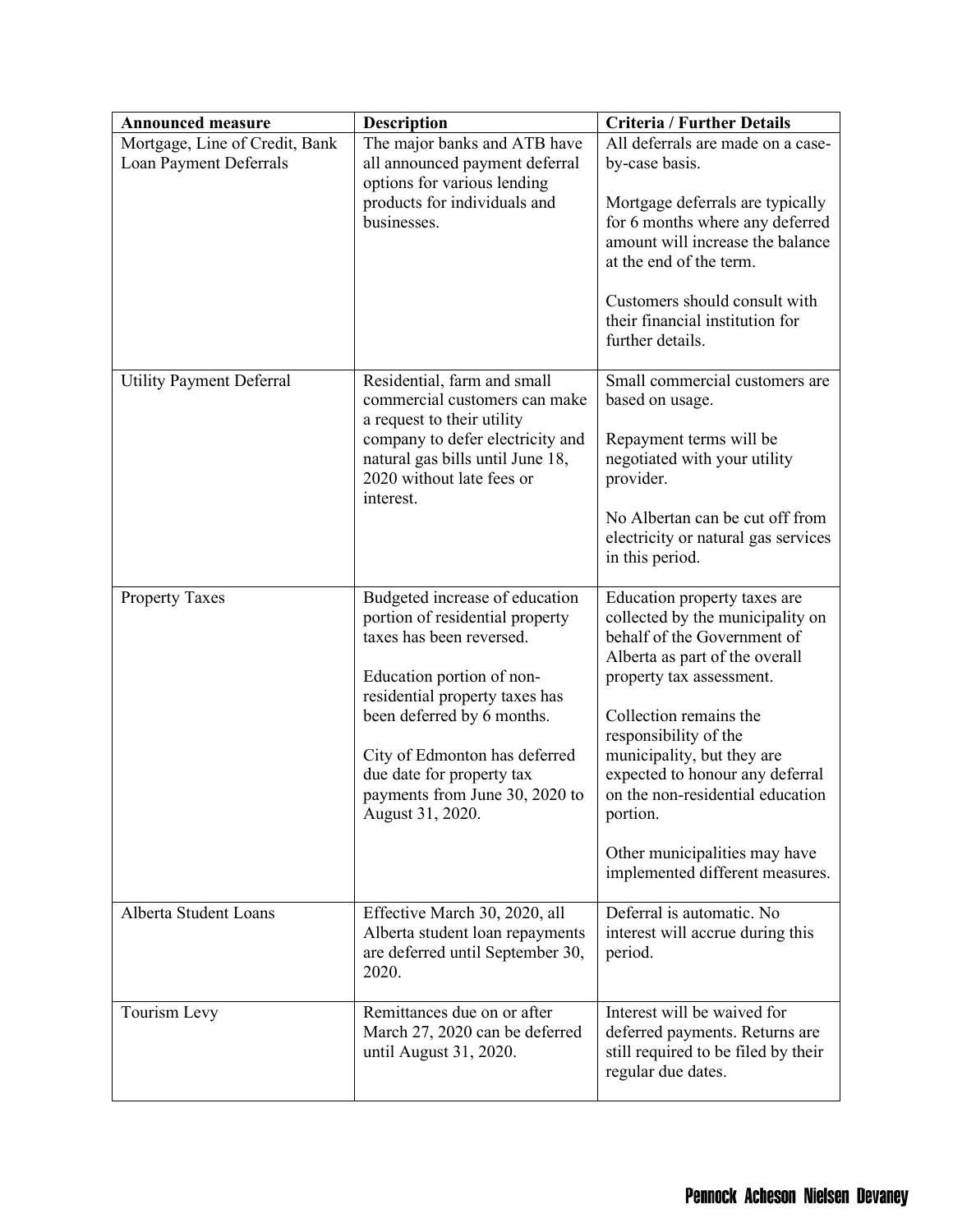| Announced measure | Description | Criteria / Further Details |
|---|---|---|
| Mortgage, Line of Credit, Bank Loan Payment Deferrals | The major banks and ATB have all announced payment deferral options for various lending products for individuals and businesses. | All deferrals are made on a case-by-case basis.<br><br>Mortgage deferrals are typically for 6 months where any deferred amount will increase the balance at the end of the term.<br><br>Customers should consult with their financial institution for further details. |
| Utility Payment Deferral | Residential, farm and small commercial customers can make a request to their utility company to defer electricity and natural gas bills until June 18, 2020 without late fees or interest. | Small commercial customers are based on usage.<br><br>Repayment terms will be negotiated with your utility provider.<br><br>No Albertan can be cut off from electricity or natural gas services in this period. |
| Property Taxes | Budgeted increase of education portion of residential property taxes has been reversed.<br><br>Education portion of non-residential property taxes has been deferred by 6 months.<br><br>City of Edmonton has deferred due date for property tax payments from June 30, 2020 to August 31, 2020. | Education property taxes are collected by the municipality on behalf of the Government of Alberta as part of the overall property tax assessment.<br><br>Collection remains the responsibility of the municipality, but they are expected to honour any deferral on the non-residential education portion.<br><br>Other municipalities may have implemented different measures. |
| Alberta Student Loans | Effective March 30, 2020, all Alberta student loan repayments are deferred until September 30, 2020. | Deferral is automatic. No interest will accrue during this period. |
| Tourism Levy | Remittances due on or after March 27, 2020 can be deferred until August 31, 2020. | Interest will be waived for deferred payments. Returns are still required to be filed by their regular due dates. |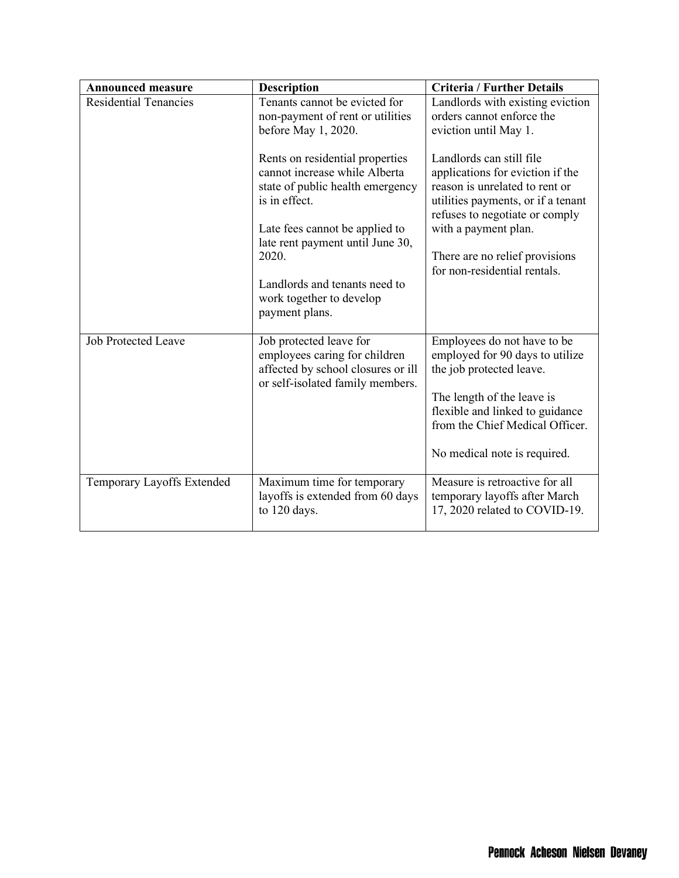| Announced measure | Description | Criteria / Further Details |
| --- | --- | --- |
| Residential Tenancies | Tenants cannot be evicted for non-payment of rent or utilities before May 1, 2020.<br><br>Rents on residential properties cannot increase while Alberta state of public health emergency is in effect.<br><br>Late fees cannot be applied to late rent payment until June 30, 2020.<br><br>Landlords and tenants need to work together to develop payment plans. | Landlords with existing eviction orders cannot enforce the eviction until May 1.<br><br>Landlords can still file applications for eviction if the reason is unrelated to rent or utilities payments, or if a tenant refuses to negotiate or comply with a payment plan.<br><br>There are no relief provisions for non-residential rentals. |
| Job Protected Leave | Job protected leave for employees caring for children affected by school closures or ill or self-isolated family members. | Employees do not have to be employed for 90 days to utilize the job protected leave.<br><br>The length of the leave is flexible and linked to guidance from the Chief Medical Officer.<br><br>No medical note is required. |
| Temporary Layoffs Extended | Maximum time for temporary layoffs is extended from 60 days to 120 days. | Measure is retroactive for all temporary layoffs after March 17, 2020 related to COVID-19. |